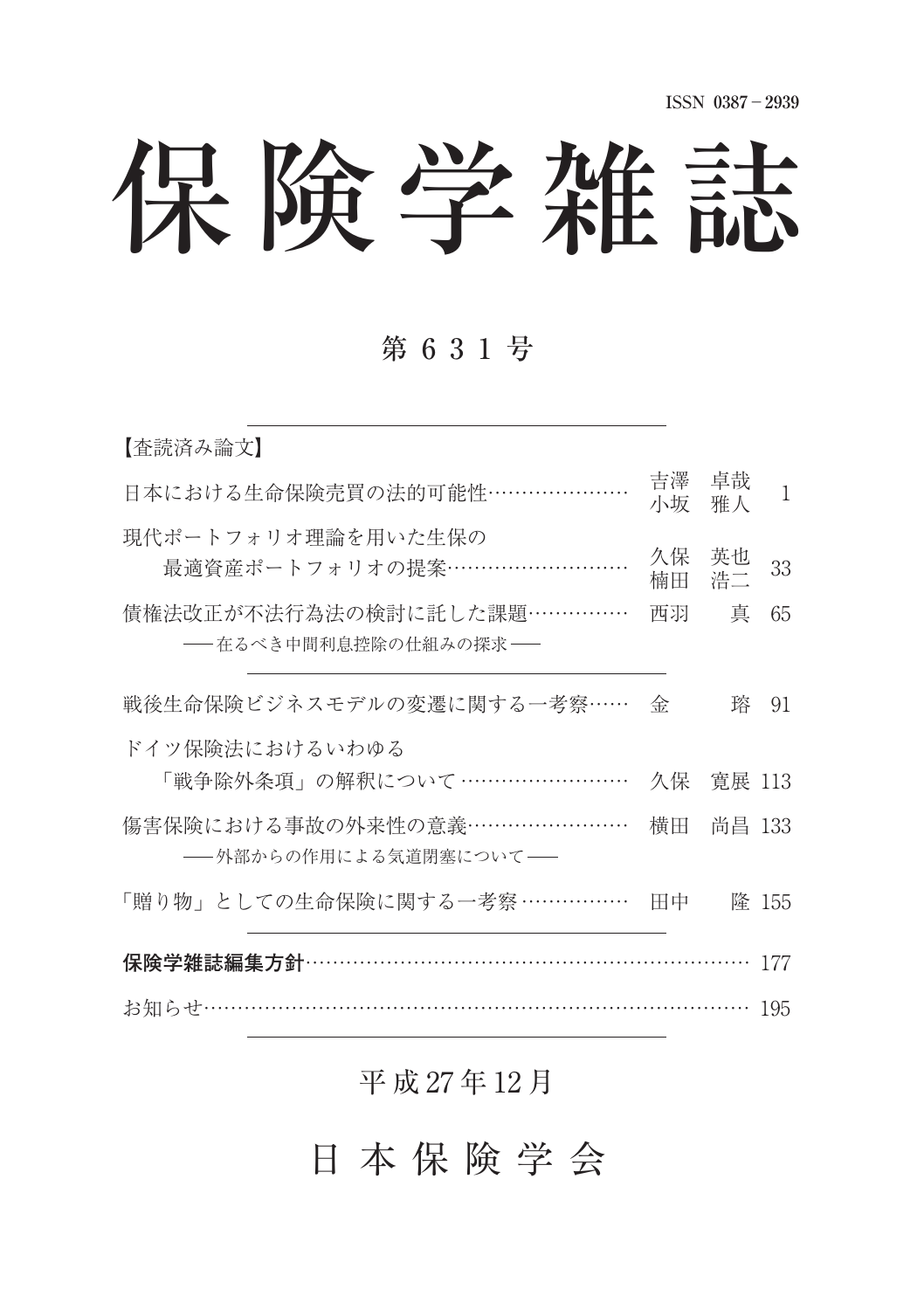ISSN 0387－2939

# 保険学雑誌

## 第 6 3 1 号

【査読済み論文】

日本における生命保険売買の法的可能性…………………… 吉澤　卓哉　小坂　雅人　1

現代ポートフォリオ理論を用いた生保の
　最適資産ポートフォリオの提案………………………… 久保　英也　楠田　浩二　33

債権法改正が不法行為法の検討に託した課題…………… 西羽　　真　65
　──在るべき中間利息控除の仕組みの探求──

戦後生命保険ビジネスモデルの変遷に関する一考察…… 金　　　琦　91

ドイツ保険法におけるいわゆる
　「戦争除外条項」の解釈について …………………… 久保　寛展　113

傷害保険における事故の外来性の意義…………………… 横田　尚昌　133
　──外部からの作用による気道閉塞について──

「贈り物」としての生命保険に関する一考察 …………… 田中　　隆　155

**保険学雑誌編集方針**………………………………………………………… 177

お知らせ……………………………………………………………………… 195

平 成 27 年 12 月

日 本 保 険 学 会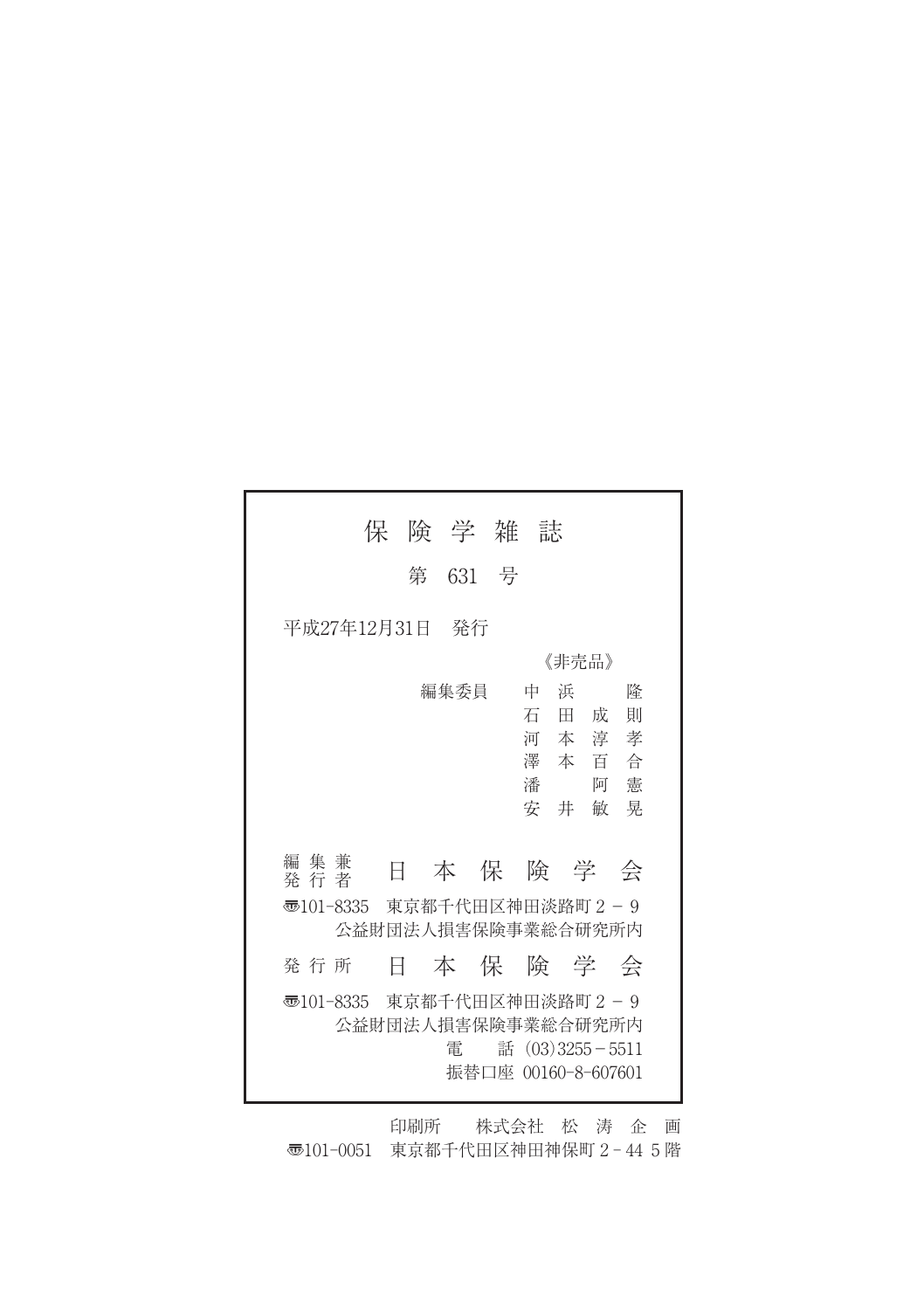# 保険学雑誌

## 第 631 号

平成27年12月31日　発行

《非売品》

編集委員
中浜　隆
石田成則
河本淳孝
澤本百合
潘　阿憲
安井敏晃

編集兼発行者　**日本保険学会**

〒101-8335　東京都千代田区神田淡路町 2 － 9
公益財団法人損害保険事業総合研究所内

発行所　**日本保険学会**

〒101-8335　東京都千代田区神田淡路町 2 － 9
公益財団法人損害保険事業総合研究所内
電　話（03）3255－5511
振替口座 00160-8-607601

印刷所　株式会社 松涛企画
〒101-0051　東京都千代田区神田神保町 2－44 5階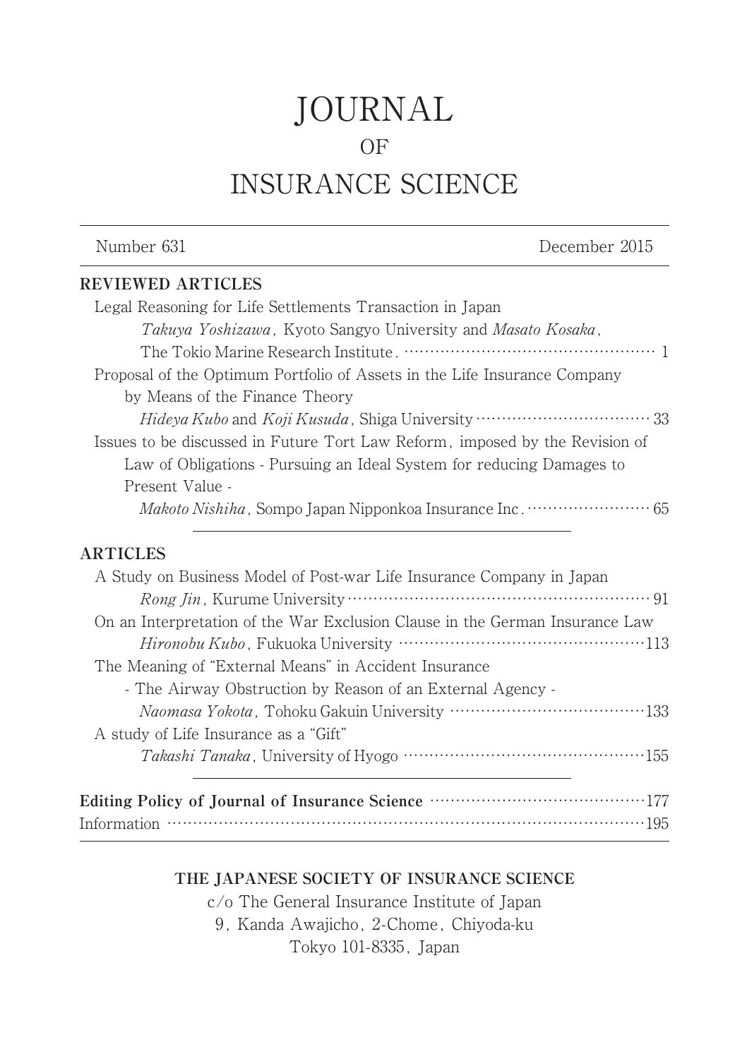# JOURNAL
## OF
# INSURANCE SCIENCE

Number 631 December 2015

## REVIEWED ARTICLES

Legal Reasoning for Life Settlements Transaction in Japan
*Takuya Yoshizawa*, Kyoto Sangyo University and *Masato Kosaka*, The Tokio Marine Research Institute. ………… 1

Proposal of the Optimum Portfolio of Assets in the Life Insurance Company by Means of the Finance Theory
*Hideya Kubo* and *Koji Kusuda*, Shiga University ………… 33

Issues to be discussed in Future Tort Law Reform, imposed by the Revision of Law of Obligations - Pursuing an Ideal System for reducing Damages to Present Value -
*Makoto Nishiha*, Sompo Japan Nipponkoa Insurance Inc. ………… 65

## ARTICLES

A Study on Business Model of Post-war Life Insurance Company in Japan
*Rong Jin*, Kurume University ………… 91

On an Interpretation of the War Exclusion Clause in the German Insurance Law
*Hironobu Kubo*, Fukuoka University ………… 113

The Meaning of "External Means" in Accident Insurance
- The Airway Obstruction by Reason of an External Agency -
*Naomasa Yokota*, Tohoku Gakuin University ………… 133

A study of Life Insurance as a "Gift"
*Takashi Tanaka*, University of Hyogo ………… 155

**Editing Policy of Journal of Insurance Science** ………… 177

Information ………… 195

**THE JAPANESE SOCIETY OF INSURANCE SCIENCE**
c/o The General Insurance Institute of Japan
9, Kanda Awajicho, 2-Chome, Chiyoda-ku
Tokyo 101-8335, Japan